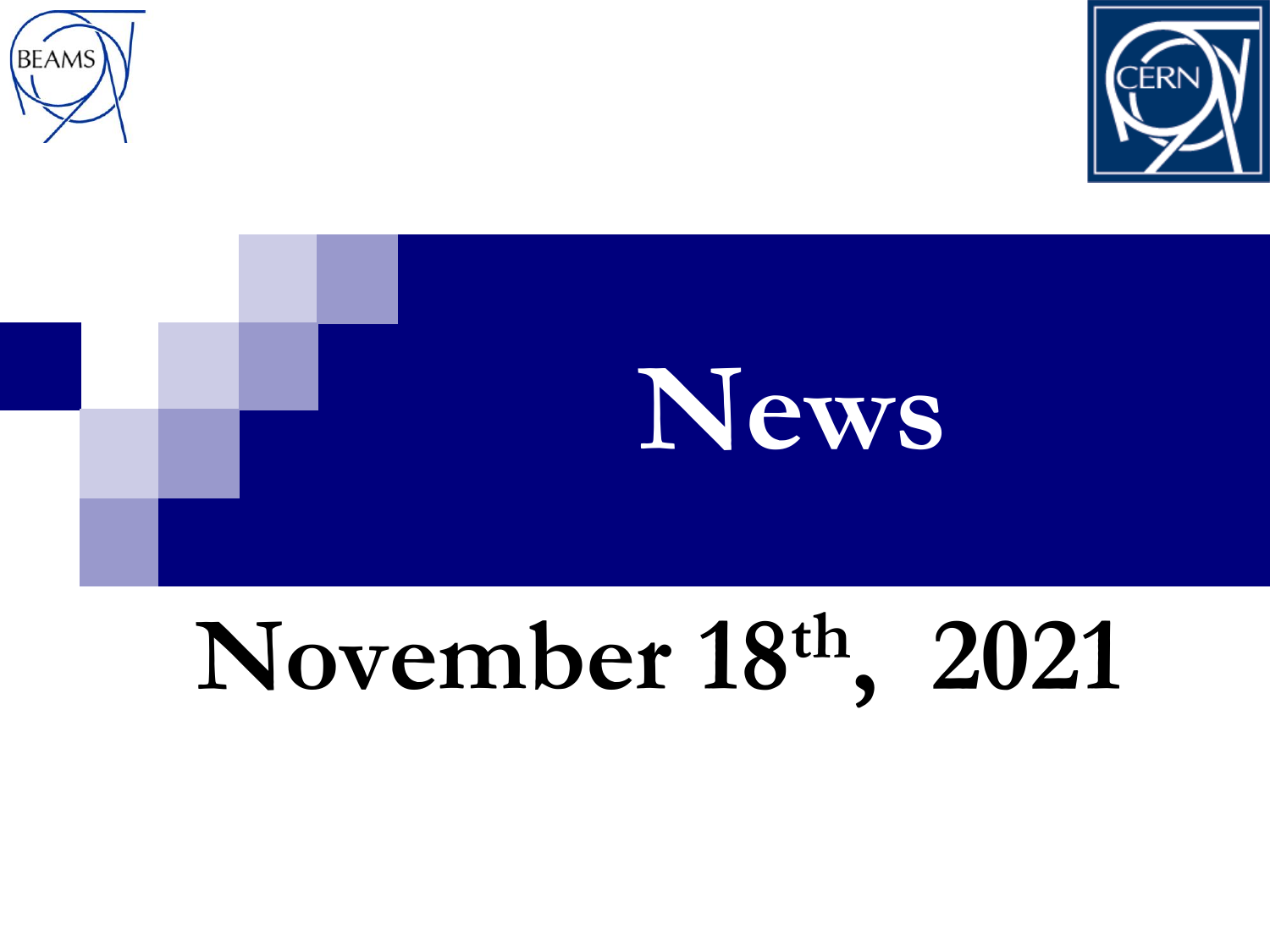# News

## November 18th, 2021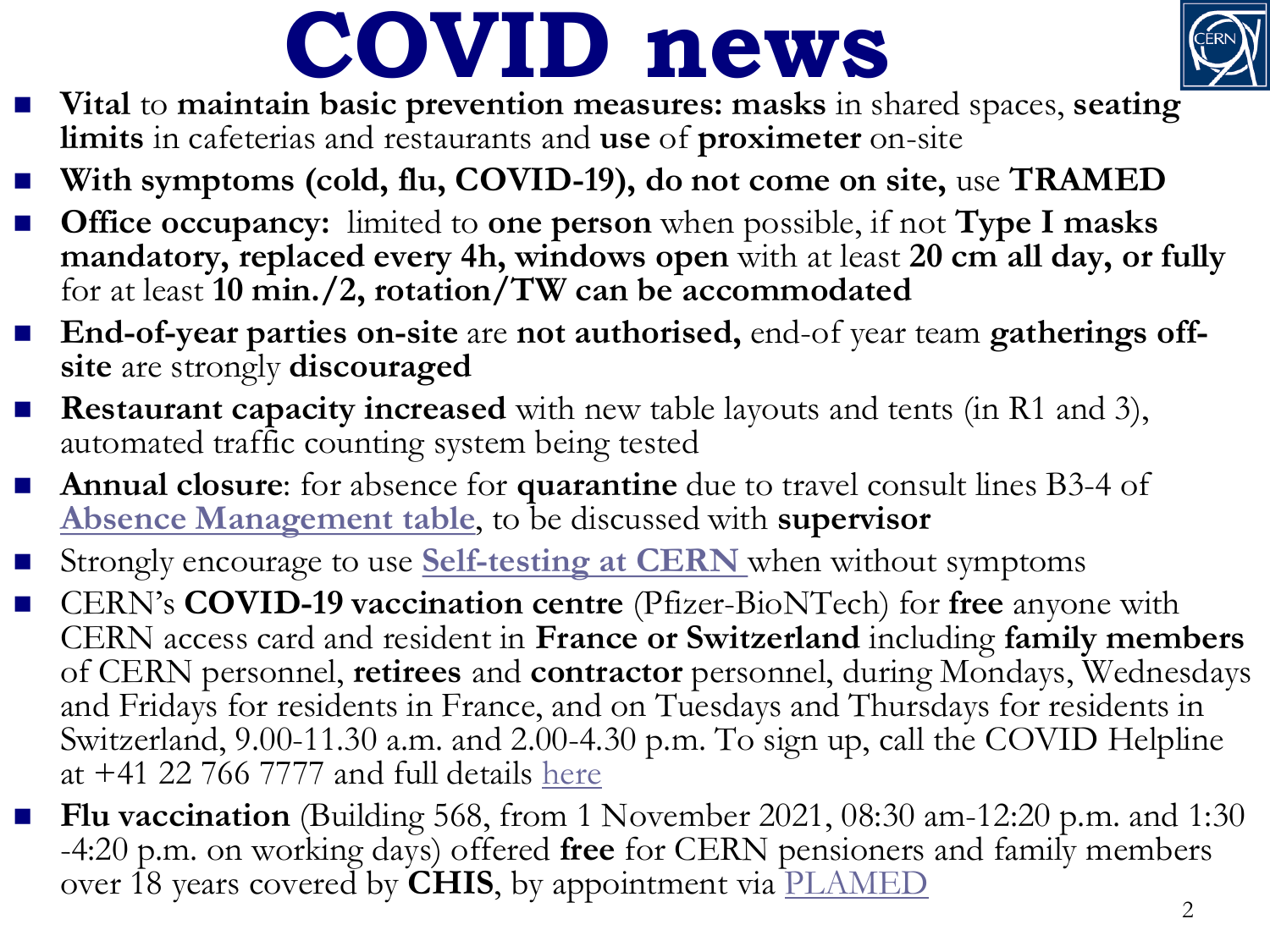# COVID news

- **Vital** to **maintain basic prevention measures: masks** in shared spaces, **seating limits** in cafeterias and restaurants and **use** of **proximeter** on-site
- **With symptoms (cold, flu, COVID-19), do not come on site,** use **TRAMED**
- **Office occupancy:** limited to **one person** when possible, if not **Type I masks mandatory, replaced every 4h, windows open** with at least **20 cm all day, or fully** for at least **10 min./2, rotation/TW can be accommodated**
- **End-of-year parties on-site** are **not authorised,** end-of year team **gatherings off-site** are strongly **discouraged**
- **Restaurant capacity increased** with new table layouts and tents (in R1 and 3), automated traffic counting system being tested
- **Annual closure**: for absence for **quarantine** due to travel consult lines B3-4 of **Absence Management table**, to be discussed with **supervisor**
- Strongly encourage to use **Self-testing at CERN** when without symptoms
- CERN's **COVID-19 vaccination centre** (Pfizer-BioNTech) for **free** anyone with CERN access card and resident in **France or Switzerland** including **family members** of CERN personnel, **retirees** and **contractor** personnel, during Mondays, Wednesdays and Fridays for residents in France, and on Tuesdays and Thursdays for residents in Switzerland, 9.00-11.30 a.m. and 2.00-4.30 p.m. To sign up, call the COVID Helpline at +41 22 766 7777 and full details here
- **Flu vaccination** (Building 568, from 1 November 2021, 08:30 am-12:20 p.m. and 1:30 -4:20 p.m. on working days) offered **free** for CERN pensioners and family members over 18 years covered by **CHIS**, by appointment via PLAMED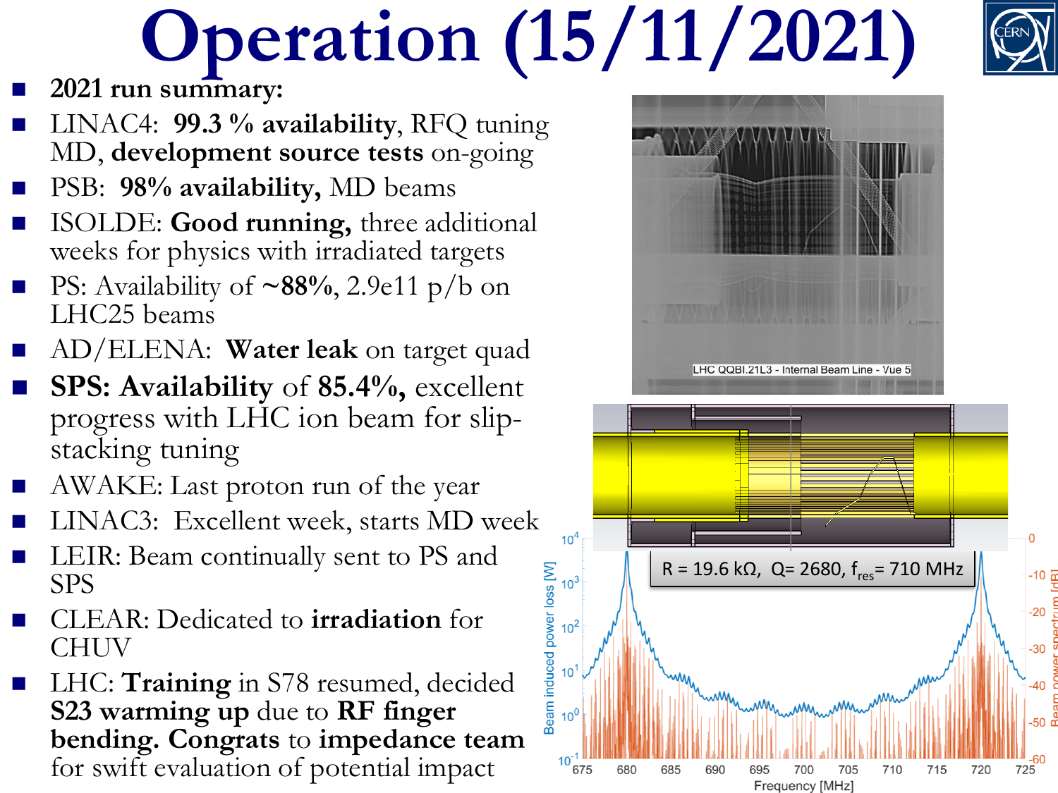# Operation (15/11/2021)

- **2021 run summary:**
- LINAC4: **99.3 % availability**, RFQ tuning MD, **development source tests** on-going
- PSB: **98% availability,** MD beams
- ISOLDE: **Good running,** three additional weeks for physics with irradiated targets
- PS: Availability of ~**88%**, 2.9e11 p/b on LHC25 beams
- AD/ELENA: **Water leak** on target quad
- **SPS: Availability** of **85.4%,** excellent progress with LHC ion beam for slip-stacking tuning
- AWAKE: Last proton run of the year
- LINAC3: Excellent week, starts MD week
- LEIR: Beam continually sent to PS and SPS
- CLEAR: Dedicated to **irradiation** for CHUV
- LHC: **Training** in S78 resumed, decided **S23 warming up** due to **RF finger bending. Congrats** to **impedance team** for swift evaluation of potential impact

LHC QQBI.21L3 - Internal Beam Line - Vue 5

$R = 19.6\ \text{k}\Omega$, $Q = 2680$, $f_{res} = 710$ MHz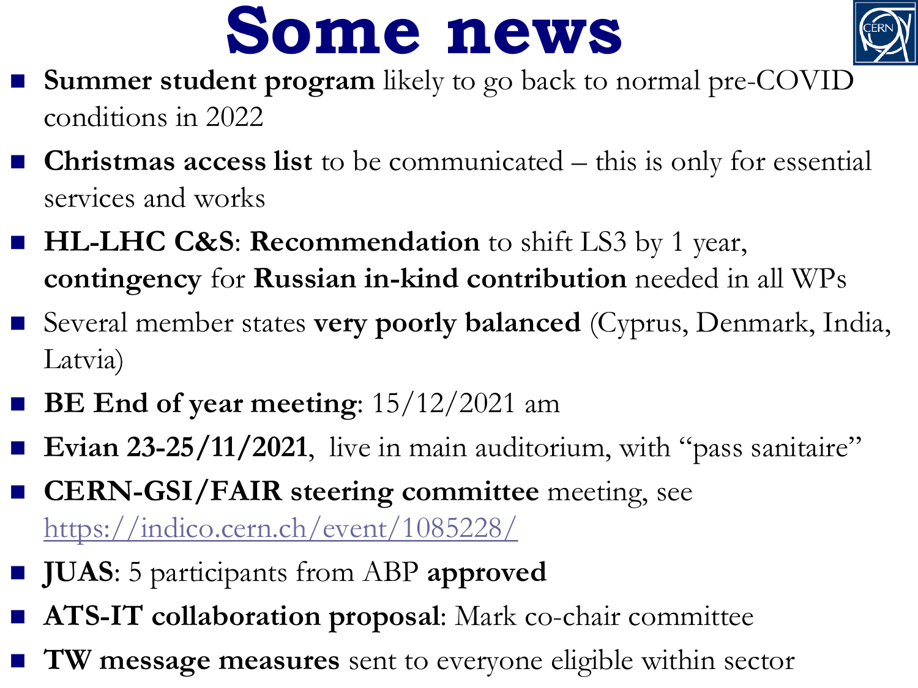# Some news

- **Summer student program** likely to go back to normal pre-COVID conditions in 2022
- **Christmas access list** to be communicated – this is only for essential services and works
- **HL-LHC C&S**: **Recommendation** to shift LS3 by 1 year, **contingency** for **Russian in-kind contribution** needed in all WPs
- Several member states **very poorly balanced** (Cyprus, Denmark, India, Latvia)
- **BE End of year meeting**: 15/12/2021 am
- **Evian 23-25/11/2021**, live in main auditorium, with "pass sanitaire"
- **CERN-GSI/FAIR steering committee** meeting, see [https://indico.cern.ch/event/1085228/](https://indico.cern.ch/event/1085228/)
- **JUAS**: 5 participants from ABP **approved**
- **ATS-IT collaboration proposal**: Mark co-chair committee
- **TW message measures** sent to everyone eligible within sector